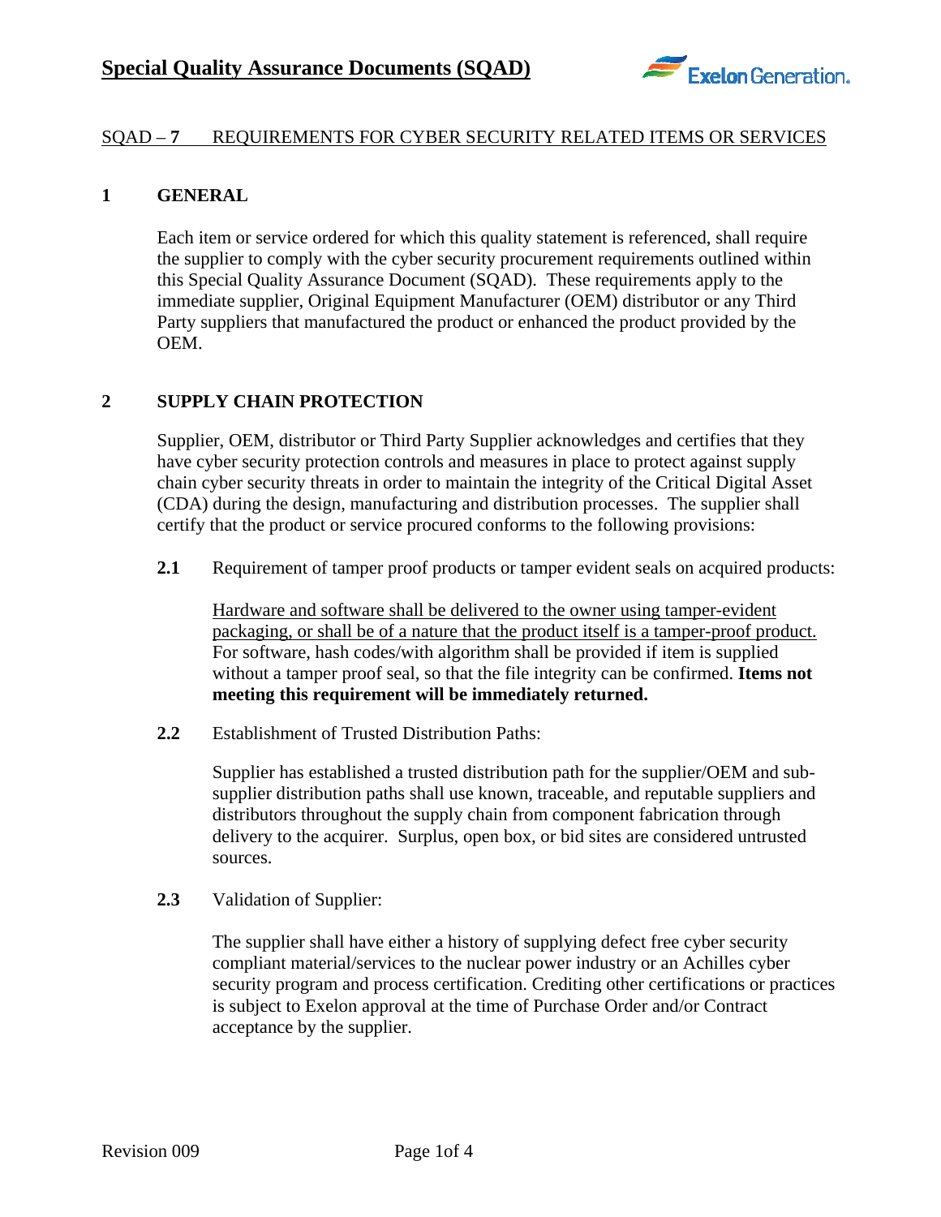# Special Quality Assurance Documents (SQAD)

## SQAD – **7** REQUIREMENTS FOR CYBER SECURITY RELATED ITEMS OR SERVICES

### 1 GENERAL

Each item or service ordered for which this quality statement is referenced, shall require the supplier to comply with the cyber security procurement requirements outlined within this Special Quality Assurance Document (SQAD). These requirements apply to the immediate supplier, Original Equipment Manufacturer (OEM) distributor or any Third Party suppliers that manufactured the product or enhanced the product provided by the OEM.

### 2 SUPPLY CHAIN PROTECTION

Supplier, OEM, distributor or Third Party Supplier acknowledges and certifies that they have cyber security protection controls and measures in place to protect against supply chain cyber security threats in order to maintain the integrity of the Critical Digital Asset (CDA) during the design, manufacturing and distribution processes. The supplier shall certify that the product or service procured conforms to the following provisions:

**2.1** Requirement of tamper proof products or tamper evident seals on acquired products:

Hardware and software shall be delivered to the owner using tamper-evident packaging, or shall be of a nature that the product itself is a tamper-proof product. For software, hash codes/with algorithm shall be provided if item is supplied without a tamper proof seal, so that the file integrity can be confirmed. **Items not meeting this requirement will be immediately returned.**

**2.2** Establishment of Trusted Distribution Paths:

Supplier has established a trusted distribution path for the supplier/OEM and sub-supplier distribution paths shall use known, traceable, and reputable suppliers and distributors throughout the supply chain from component fabrication through delivery to the acquirer. Surplus, open box, or bid sites are considered untrusted sources.

**2.3** Validation of Supplier:

The supplier shall have either a history of supplying defect free cyber security compliant material/services to the nuclear power industry or an Achilles cyber security program and process certification. Crediting other certifications or practices is subject to Exelon approval at the time of Purchase Order and/or Contract acceptance by the supplier.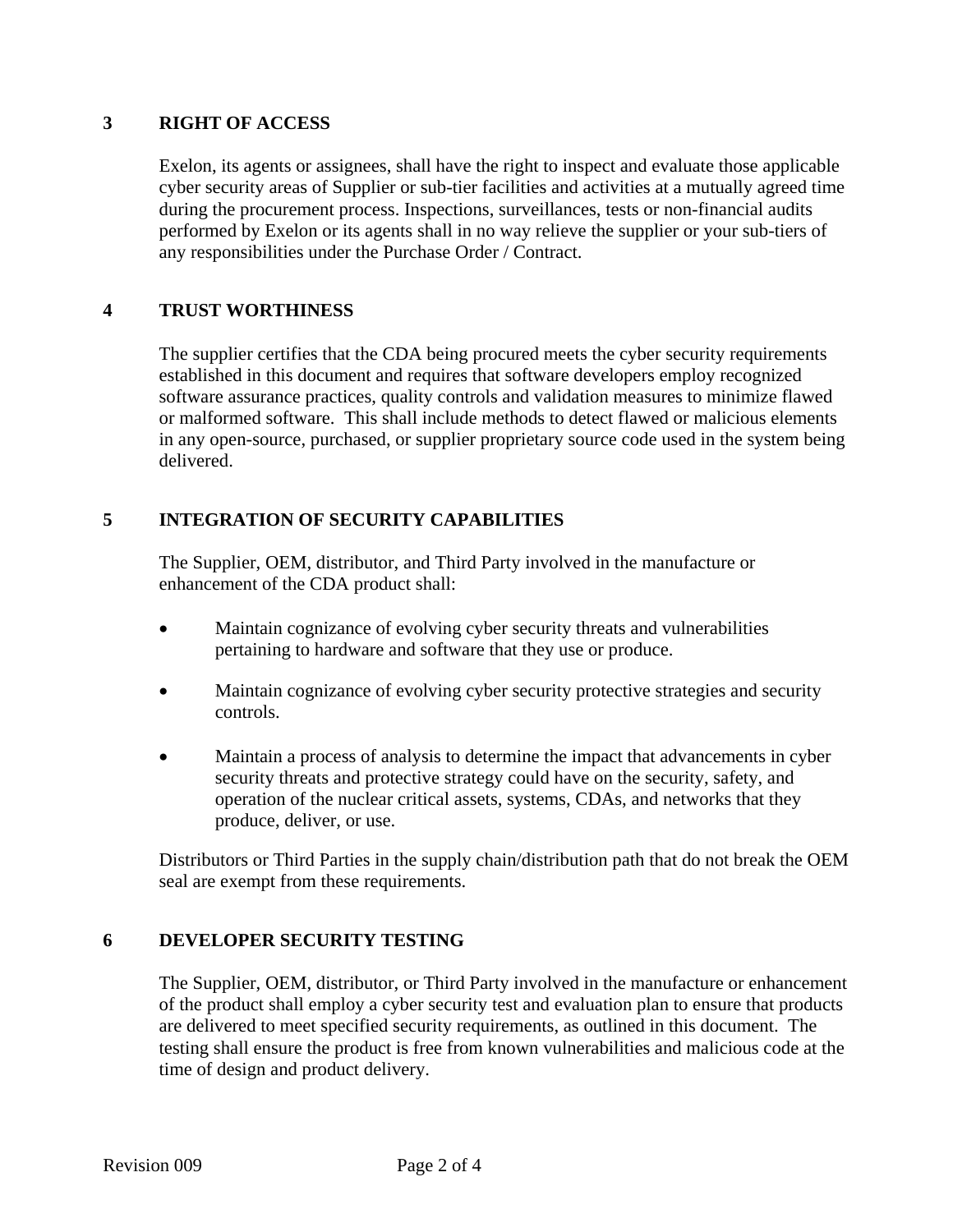## 3 RIGHT OF ACCESS

Exelon, its agents or assignees, shall have the right to inspect and evaluate those applicable cyber security areas of Supplier or sub-tier facilities and activities at a mutually agreed time during the procurement process. Inspections, surveillances, tests or non-financial audits performed by Exelon or its agents shall in no way relieve the supplier or your sub-tiers of any responsibilities under the Purchase Order / Contract.

## 4 TRUST WORTHINESS

The supplier certifies that the CDA being procured meets the cyber security requirements established in this document and requires that software developers employ recognized software assurance practices, quality controls and validation measures to minimize flawed or malformed software. This shall include methods to detect flawed or malicious elements in any open-source, purchased, or supplier proprietary source code used in the system being delivered.

## 5 INTEGRATION OF SECURITY CAPABILITIES

The Supplier, OEM, distributor, and Third Party involved in the manufacture or enhancement of the CDA product shall:

- Maintain cognizance of evolving cyber security threats and vulnerabilities pertaining to hardware and software that they use or produce.
- Maintain cognizance of evolving cyber security protective strategies and security controls.
- Maintain a process of analysis to determine the impact that advancements in cyber security threats and protective strategy could have on the security, safety, and operation of the nuclear critical assets, systems, CDAs, and networks that they produce, deliver, or use.

Distributors or Third Parties in the supply chain/distribution path that do not break the OEM seal are exempt from these requirements.

## 6 DEVELOPER SECURITY TESTING

The Supplier, OEM, distributor, or Third Party involved in the manufacture or enhancement of the product shall employ a cyber security test and evaluation plan to ensure that products are delivered to meet specified security requirements, as outlined in this document. The testing shall ensure the product is free from known vulnerabilities and malicious code at the time of design and product delivery.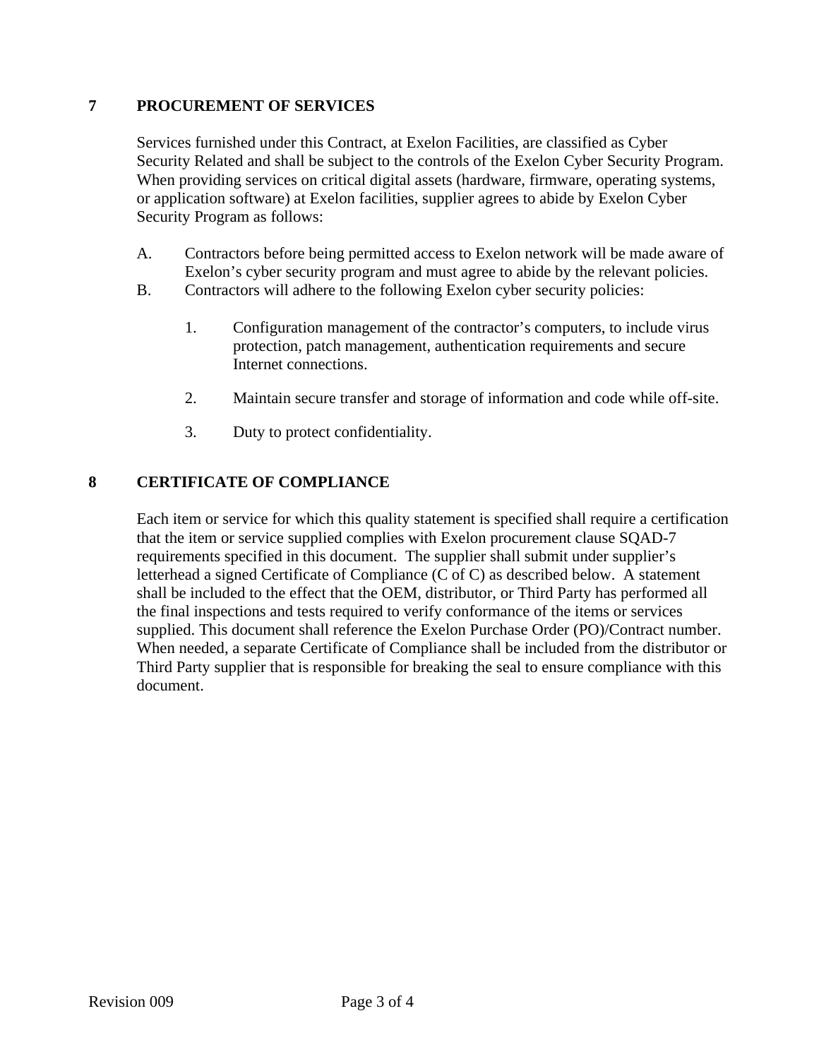## 7 PROCUREMENT OF SERVICES

Services furnished under this Contract, at Exelon Facilities, are classified as Cyber Security Related and shall be subject to the controls of the Exelon Cyber Security Program. When providing services on critical digital assets (hardware, firmware, operating systems, or application software) at Exelon facilities, supplier agrees to abide by Exelon Cyber Security Program as follows:

A. Contractors before being permitted access to Exelon network will be made aware of Exelon's cyber security program and must agree to abide by the relevant policies.

B. Contractors will adhere to the following Exelon cyber security policies:

   1. Configuration management of the contractor's computers, to include virus protection, patch management, authentication requirements and secure Internet connections.

   2. Maintain secure transfer and storage of information and code while off-site.

   3. Duty to protect confidentiality.

## 8 CERTIFICATE OF COMPLIANCE

Each item or service for which this quality statement is specified shall require a certification that the item or service supplied complies with Exelon procurement clause SQAD-7 requirements specified in this document. The supplier shall submit under supplier's letterhead a signed Certificate of Compliance (C of C) as described below. A statement shall be included to the effect that the OEM, distributor, or Third Party has performed all the final inspections and tests required to verify conformance of the items or services supplied. This document shall reference the Exelon Purchase Order (PO)/Contract number. When needed, a separate Certificate of Compliance shall be included from the distributor or Third Party supplier that is responsible for breaking the seal to ensure compliance with this document.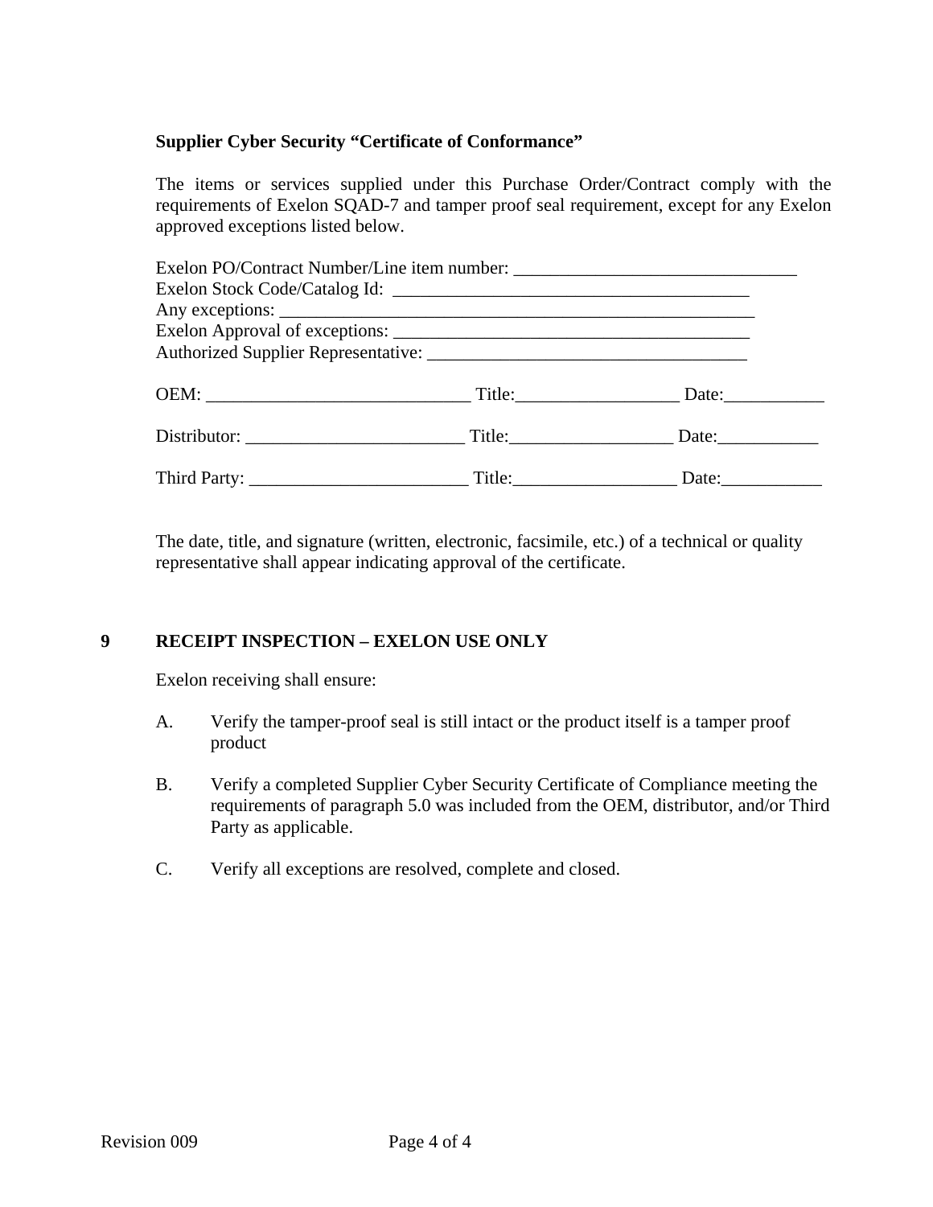**Supplier Cyber Security "Certificate of Conformance"**

The items or services supplied under this Purchase Order/Contract comply with the requirements of Exelon SQAD-7 and tamper proof seal requirement, except for any Exelon approved exceptions listed below.

Exelon PO/Contract Number/Line item number: ________________________________
Exelon Stock Code/Catalog Id: ________________________________________
Any exceptions: _____________________________________________________
Exelon Approval of exceptions: ________________________________________
Authorized Supplier Representative: ____________________________________

OEM: ______________________________ Title:__________________ Date:___________

Distributor: ________________________ Title:__________________ Date:___________

Third Party: ________________________ Title:__________________ Date:___________

The date, title, and signature (written, electronic, facsimile, etc.) of a technical or quality representative shall appear indicating approval of the certificate.

## 9 RECEIPT INSPECTION – EXELON USE ONLY

Exelon receiving shall ensure:

A. Verify the tamper-proof seal is still intact or the product itself is a tamper proof product

B. Verify a completed Supplier Cyber Security Certificate of Compliance meeting the requirements of paragraph 5.0 was included from the OEM, distributor, and/or Third Party as applicable.

C. Verify all exceptions are resolved, complete and closed.

Revision 009